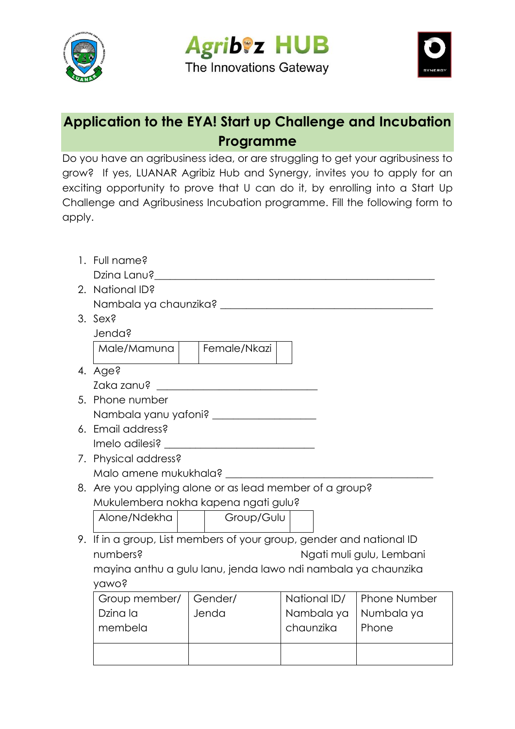Agribiz HUB
The Innovations Gateway

# Application to the EYA! Start up Challenge and Incubation Programme

Do you have an agribusiness idea, or are struggling to get your agribusiness to grow? If yes, LUANAR Agribiz Hub and Synergy, invites you to apply for an exciting opportunity to prove that U can do it, by enrolling into a Start Up Challenge and Agribusiness Incubation programme. Fill the following form to apply.

1. Full name?
   Dzina Lanu?______________________________________________________
2. National ID?
   Nambala ya chaunzika? ________________________________________
3. Sex?
   Jenda?

   | Male/Mamuna | | Female/Nkazi | |
   |---|---|---|---|

4. Age?
   Zaka zanu? ________________________________
5. Phone number
   Nambala yanu yafoni? ____________________
6. Email address?
   Imelo adilesi? ______________________________
7. Physical address?
   Malo amene mukukhala? ________________________________________
8. Are you applying alone or as lead member of a group?
   Mukulembera nokha kapena ngati gulu?

   | Alone/Ndekha | | Group/Gulu | |
   |---|---|---|---|

9. If in a group, List members of your group, gender and national ID numbers? Ngati muli gulu, Lembani mayina anthu a gulu lanu, jenda lawo ndi nambala ya chaunzika yawo?

   | Group member/ Dzina la membela | Gender/ Jenda | National ID/ Nambala ya chaunzika | Phone Number Numbala ya Phone |
   |---|---|---|---|
   | | | | |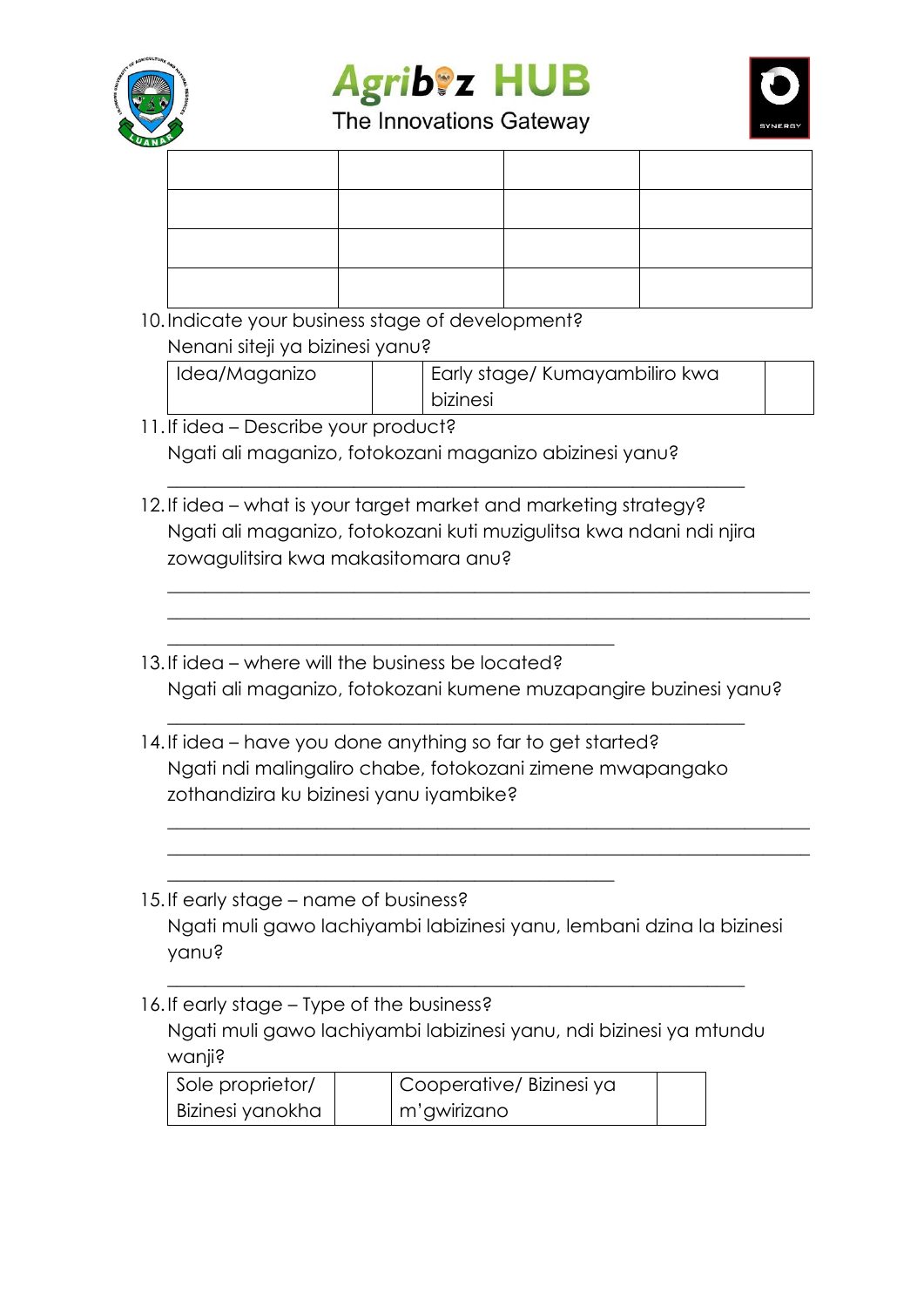| | | | |
|---|---|---|---|
| | | | |
| | | | |
| | | | |
| | | | |

10. Indicate your business stage of development?
    Nenani siteji ya bizinesi yanu?

| Idea/Maganizo | | Early stage/ Kumayambiliro kwa bizinesi | |
|---|---|---|---|

11. If idea – Describe your product?
    Ngati ali maganizo, fotokozani maganizo abizinesi yanu?

    ___________________________________________________________

12. If idea – what is your target market and marketing strategy?
    Ngati ali maganizo, fotokozani kuti muzigulitsa kwa ndani ndi njira zowagulitsira kwa makasitomara anu?

    ___________________________________________________________
    ___________________________________________________________
    ____________________________________________

13. If idea – where will the business be located?
    Ngati ali maganizo, fotokozani kumene muzapangire buzinesi yanu?

    ___________________________________________________________

14. If idea – have you done anything so far to get started?
    Ngati ndi malingaliro chabe, fotokozani zimene mwapangako zothandizira ku bizinesi yanu iyambike?

    ___________________________________________________________
    ___________________________________________________________
    ____________________________________________

15. If early stage – name of business?
    Ngati muli gawo lachiyambi labizinesi yanu, lembani dzina la bizinesi yanu?

    ___________________________________________________________

16. If early stage – Type of the business?
    Ngati muli gawo lachiyambi labizinesi yanu, ndi bizinesi ya mtundu wanji?

| Sole proprietor/ Bizinesi yanokha | | Cooperative/ Bizinesi ya m'gwirizano | |
|---|---|---|---|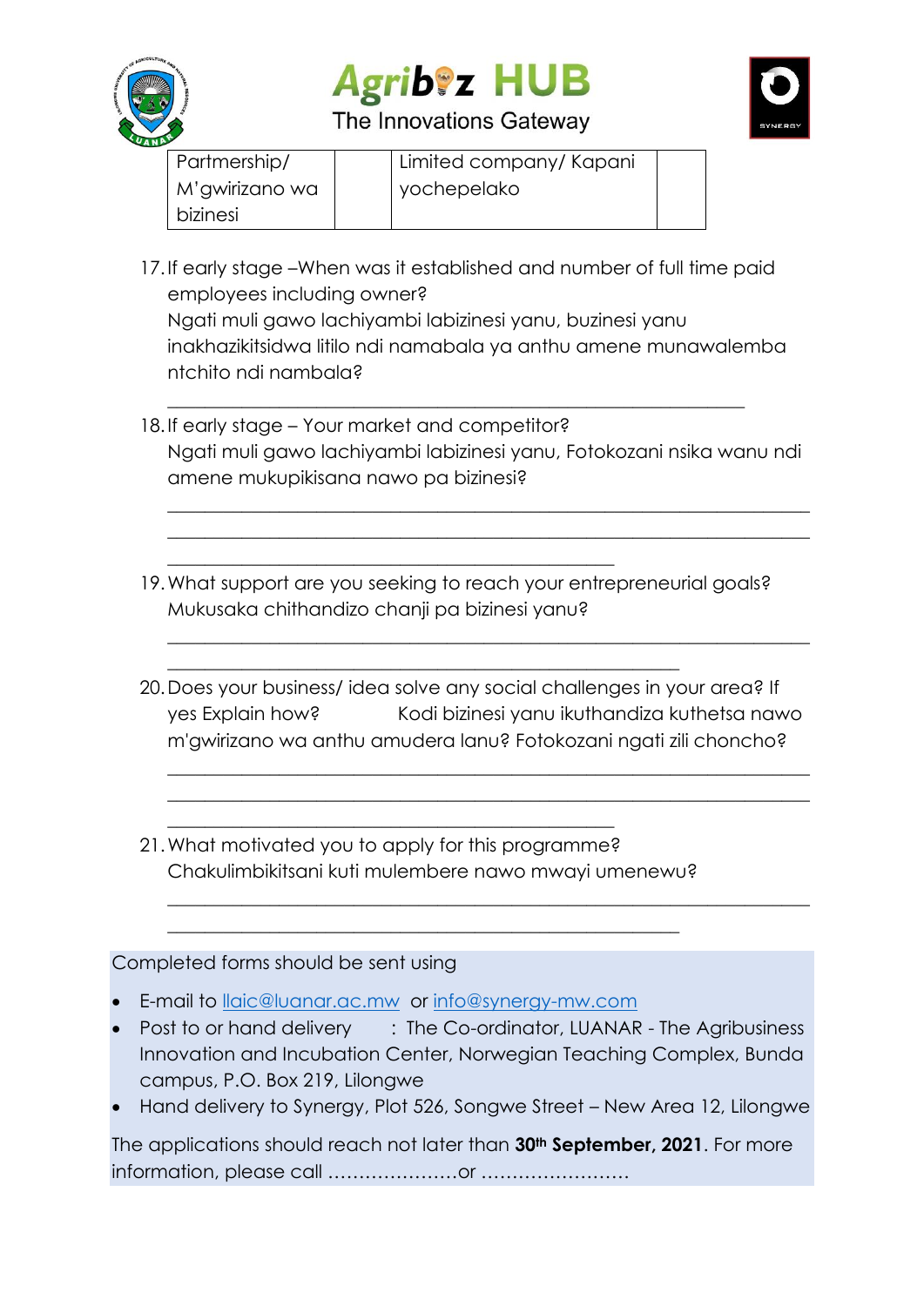| | | | |
|---|---|---|---|
| Partmership/ M'gwirizano wa bizinesi | | Limited company/ Kapani yochepelako | |

17. If early stage –When was it established and number of full time paid employees including owner?
    Ngati muli gawo lachiyambi labizinesi yanu, buzinesi yanu inakhazikitsidwa litilo ndi namabala ya anthu amene munawalemba ntchito ndi nambala?

    ____________________________________________________________

18. If early stage – Your market and competitor?
    Ngati muli gawo lachiyambi labizinesi yanu, Fotokozani nsika wanu ndi amene mukupikisana nawo pa bizinesi?

    ____________________________________________________________
    ____________________________________________________________
    ______________________________________________

19. What support are you seeking to reach your entrepreneurial goals?
    Mukusaka chithandizo chanji pa bizinesi yanu?

    ____________________________________________________________
    _____________________________________________________

20. Does your business/ idea solve any social challenges in your area? If yes Explain how? Kodi bizinesi yanu ikuthandiza kuthetsa nawo m'gwirizano wa anthu amudera lanu? Fotokozani ngati zili choncho?

    ____________________________________________________________
    ____________________________________________________________
    ______________________________________________

21. What motivated you to apply for this programme?
    Chakulimbikitsani kuti mulembere nawo mwayi umenewu?

    ____________________________________________________________
    _____________________________________________________

Completed forms should be sent using

- E-mail to llaic@luanar.ac.mw or info@synergy-mw.com
- Post to or hand delivery : The Co-ordinator, LUANAR - The Agribusiness Innovation and Incubation Center, Norwegian Teaching Complex, Bunda campus, P.O. Box 219, Lilongwe
- Hand delivery to Synergy, Plot 526, Songwe Street – New Area 12, Lilongwe

The applications should reach not later than **30th September, 2021**. For more information, please call …………………or ……………………